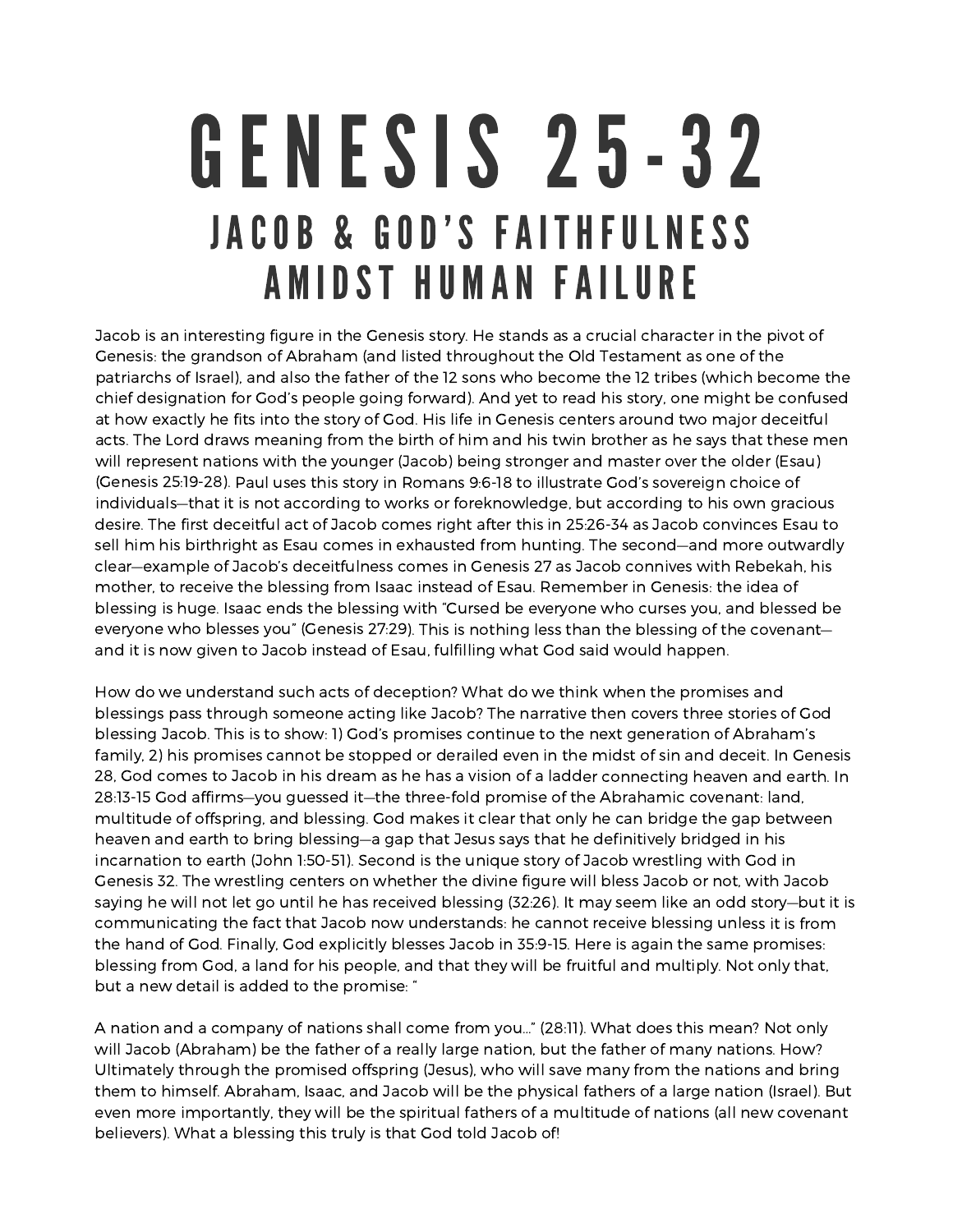# GENESIS 25-32

## JACOB & GOD'S FAITHFULNESS AMIDST HUMAN FAILURE

Jacob is an interesting figure in the Genesis story. He stands as a crucial character in the pivot of Genesis: the grandson of Abraham (and listed throughout the Old Testament as one of the patriarchs of Israel), and also the father of the 12 sons who become the 12 tribes (which become the chief designation for God's people going forward). And yet to read his story, one might be confused at how exactly he fits into the story of God. His life in Genesis centers around two major deceitful acts. The Lord draws meaning from the birth of him and his twin brother as he says that these men will represent nations with the younger (Jacob) being stronger and master over the older (Esau) (Genesis 25:19-28). Paul uses this story in Romans 9:6-18 to illustrate God's sovereign choice of individuals—that it is not according to works or foreknowledge, but according to his own gracious desire. The first deceitful act of Jacob comes right after this in 25:26-34 as Jacob convinces Esau to sell him his birthright as Esau comes in exhausted from hunting. The second—and more outwardly clear—example of Jacob's deceitfulness comes in Genesis 27 as Jacob connives with Rebekah, his mother, to receive the blessing from Isaac instead of Esau. Remember in Genesis: the idea of blessing is huge. Isaac ends the blessing with "Cursed be everyone who curses you, and blessed be everyone who blesses you" (Genesis 27:29). This is nothing less than the blessing of the covenant—and it is now given to Jacob instead of Esau, fulfilling what God said would happen.

How do we understand such acts of deception? What do we think when the promises and blessings pass through someone acting like Jacob? The narrative then covers three stories of God blessing Jacob. This is to show: 1) God's promises continue to the next generation of Abraham's family, 2) his promises cannot be stopped or derailed even in the midst of sin and deceit. In Genesis 28, God comes to Jacob in his dream as he has a vision of a ladder connecting heaven and earth. In 28:13-15 God affirms—you guessed it—the three-fold promise of the Abrahamic covenant: land, multitude of offspring, and blessing. God makes it clear that only he can bridge the gap between heaven and earth to bring blessing—a gap that Jesus says that he definitively bridged in his incarnation to earth (John 1:50-51). Second is the unique story of Jacob wrestling with God in Genesis 32. The wrestling centers on whether the divine figure will bless Jacob or not, with Jacob saying he will not let go until he has received blessing (32:26). It may seem like an odd story—but it is communicating the fact that Jacob now understands: he cannot receive blessing unless it is from the hand of God. Finally, God explicitly blesses Jacob in 35:9-15. Here is again the same promises: blessing from God, a land for his people, and that they will be fruitful and multiply. Not only that, but a new detail is added to the promise: "

A nation and a company of nations shall come from you…" (28:11). What does this mean? Not only will Jacob (Abraham) be the father of a really large nation, but the father of many nations. How? Ultimately through the promised offspring (Jesus), who will save many from the nations and bring them to himself. Abraham, Isaac, and Jacob will be the physical fathers of a large nation (Israel). But even more importantly, they will be the spiritual fathers of a multitude of nations (all new covenant believers). What a blessing this truly is that God told Jacob of!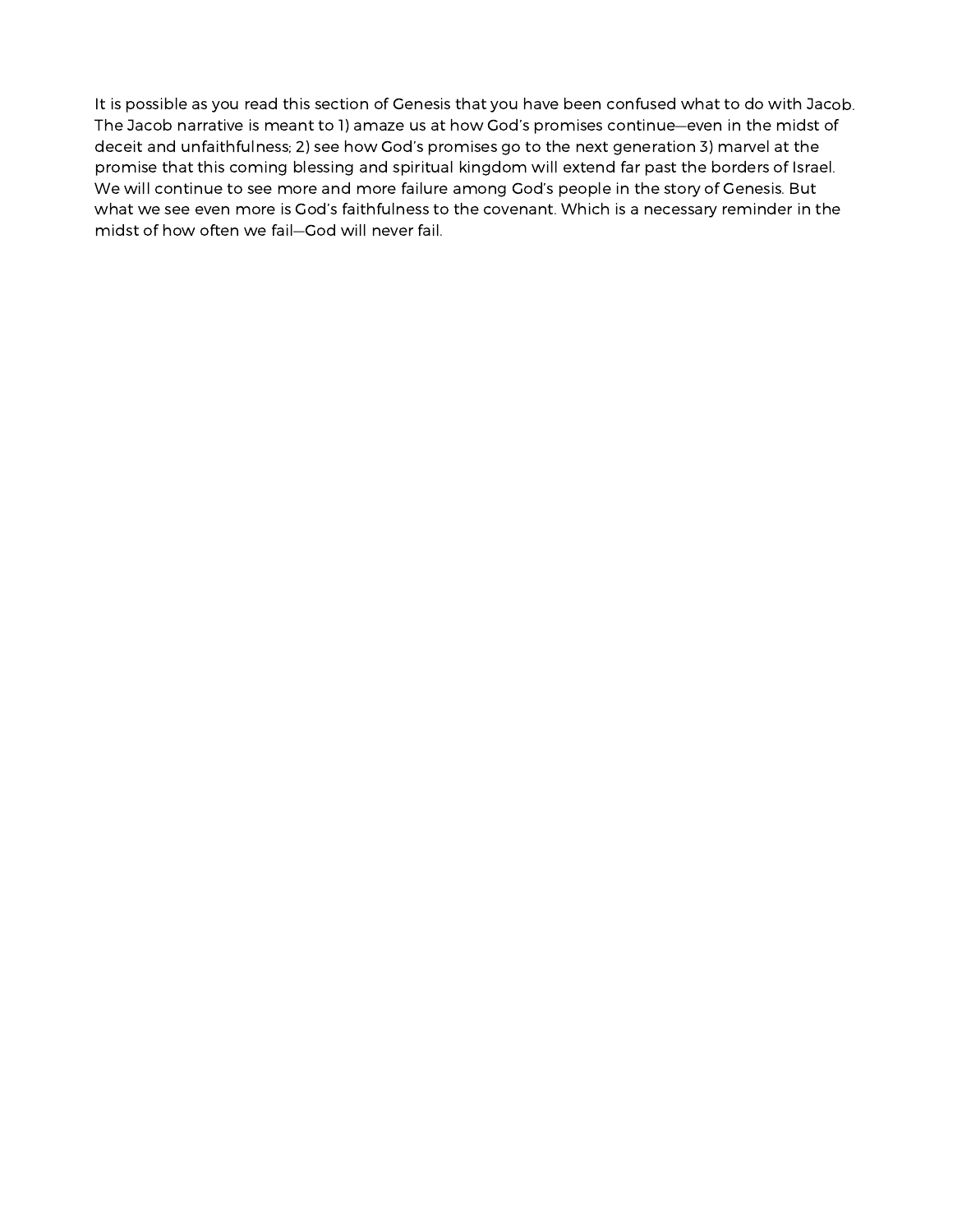It is possible as you read this section of Genesis that you have been confused what to do with Jacob. The Jacob narrative is meant to 1) amaze us at how God's promises continue—even in the midst of deceit and unfaithfulness; 2) see how God's promises go to the next generation 3) marvel at the promise that this coming blessing and spiritual kingdom will extend far past the borders of Israel. We will continue to see more and more failure among God's people in the story of Genesis. But what we see even more is God's faithfulness to the covenant. Which is a necessary reminder in the midst of how often we fail—God will never fail.